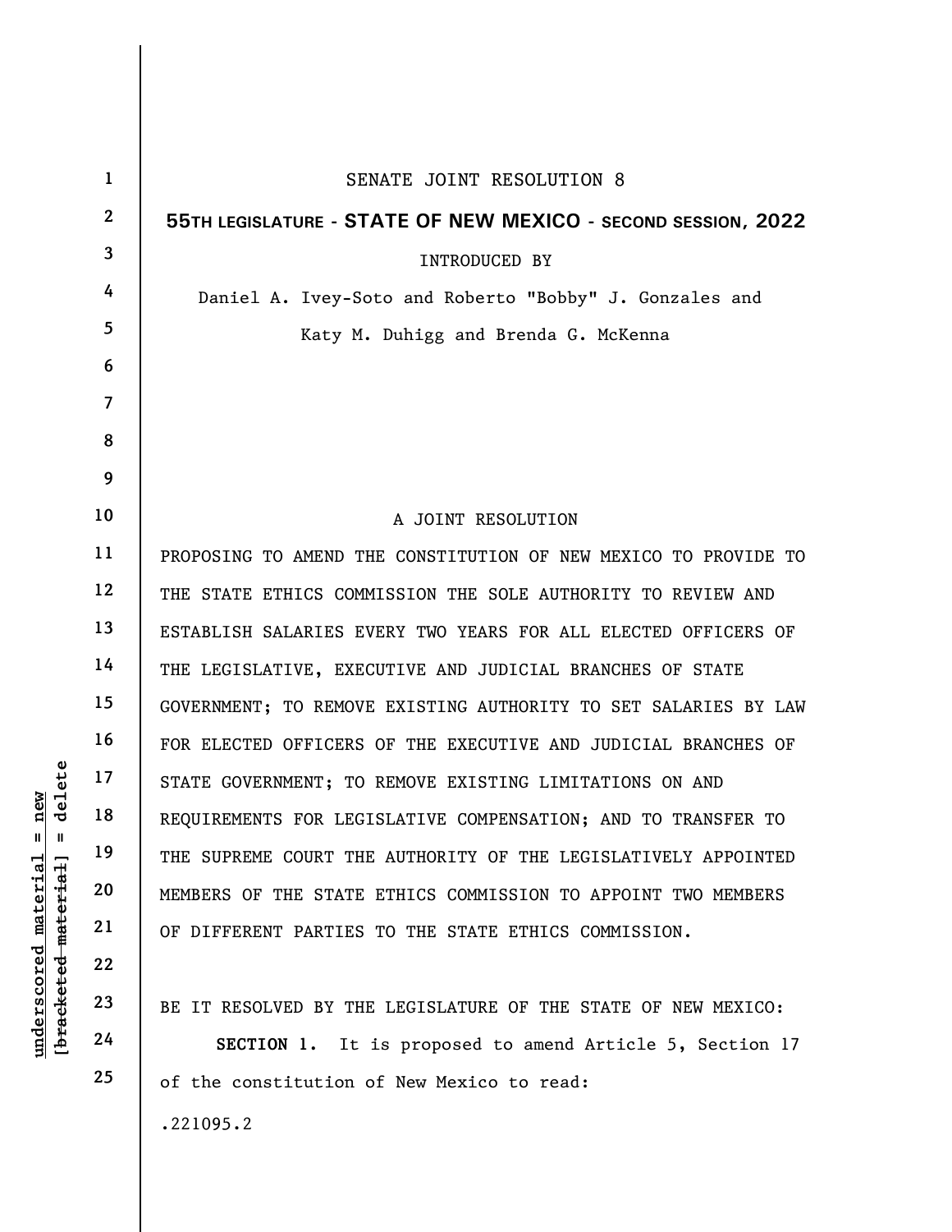SENATE JOINT RESOLUTION 8

**55TH LEGISLATURE - STATE OF NEW MEXICO - SECOND SESSION, 2022**

INTRODUCED BY

Daniel A. Ivey-Soto and Roberto "Bobby" J. Gonzales and Katy M. Duhigg and Brenda G. McKenna

A JOINT RESOLUTION

PROPOSING TO AMEND THE CONSTITUTION OF NEW MEXICO TO PROVIDE TO THE STATE ETHICS COMMISSION THE SOLE AUTHORITY TO REVIEW AND ESTABLISH SALARIES EVERY TWO YEARS FOR ALL ELECTED OFFICERS OF THE LEGISLATIVE, EXECUTIVE AND JUDICIAL BRANCHES OF STATE GOVERNMENT; TO REMOVE EXISTING AUTHORITY TO SET SALARIES BY LAW FOR ELECTED OFFICERS OF THE EXECUTIVE AND JUDICIAL BRANCHES OF STATE GOVERNMENT; TO REMOVE EXISTING LIMITATIONS ON AND REQUIREMENTS FOR LEGISLATIVE COMPENSATION; AND TO TRANSFER TO THE SUPREME COURT THE AUTHORITY OF THE LEGISLATIVELY APPOINTED MEMBERS OF THE STATE ETHICS COMMISSION TO APPOINT TWO MEMBERS OF DIFFERENT PARTIES TO THE STATE ETHICS COMMISSION.

BE IT RESOLVED BY THE LEGISLATURE OF THE STATE OF NEW MEXICO:

**SECTION 1.** It is proposed to amend Article 5, Section 17 of the constitution of New Mexico to read:

.221095.2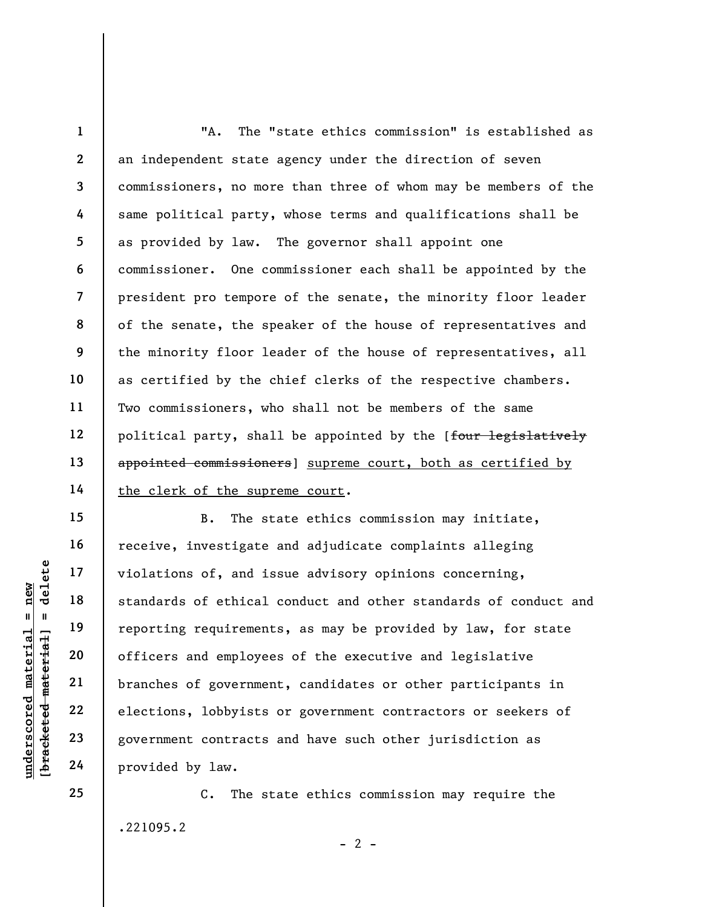"A. The "state ethics commission" is established as an independent state agency under the direction of seven commissioners, no more than three of whom may be members of the same political party, whose terms and qualifications shall be as provided by law. The governor shall appoint one commissioner. One commissioner each shall be appointed by the president pro tempore of the senate, the minority floor leader of the senate, the speaker of the house of representatives and the minority floor leader of the house of representatives, all as certified by the chief clerks of the respective chambers. Two commissioners, who shall not be members of the same political party, shall be appointed by the [~~four legislatively appointed commissioners~~] <u>supreme court, both as certified by the clerk of the supreme court</u>.

B. The state ethics commission may initiate, receive, investigate and adjudicate complaints alleging violations of, and issue advisory opinions concerning, standards of ethical conduct and other standards of conduct and reporting requirements, as may be provided by law, for state officers and employees of the executive and legislative branches of government, candidates or other participants in elections, lobbyists or government contractors or seekers of government contracts and have such other jurisdiction as provided by law.

C. The state ethics commission may require the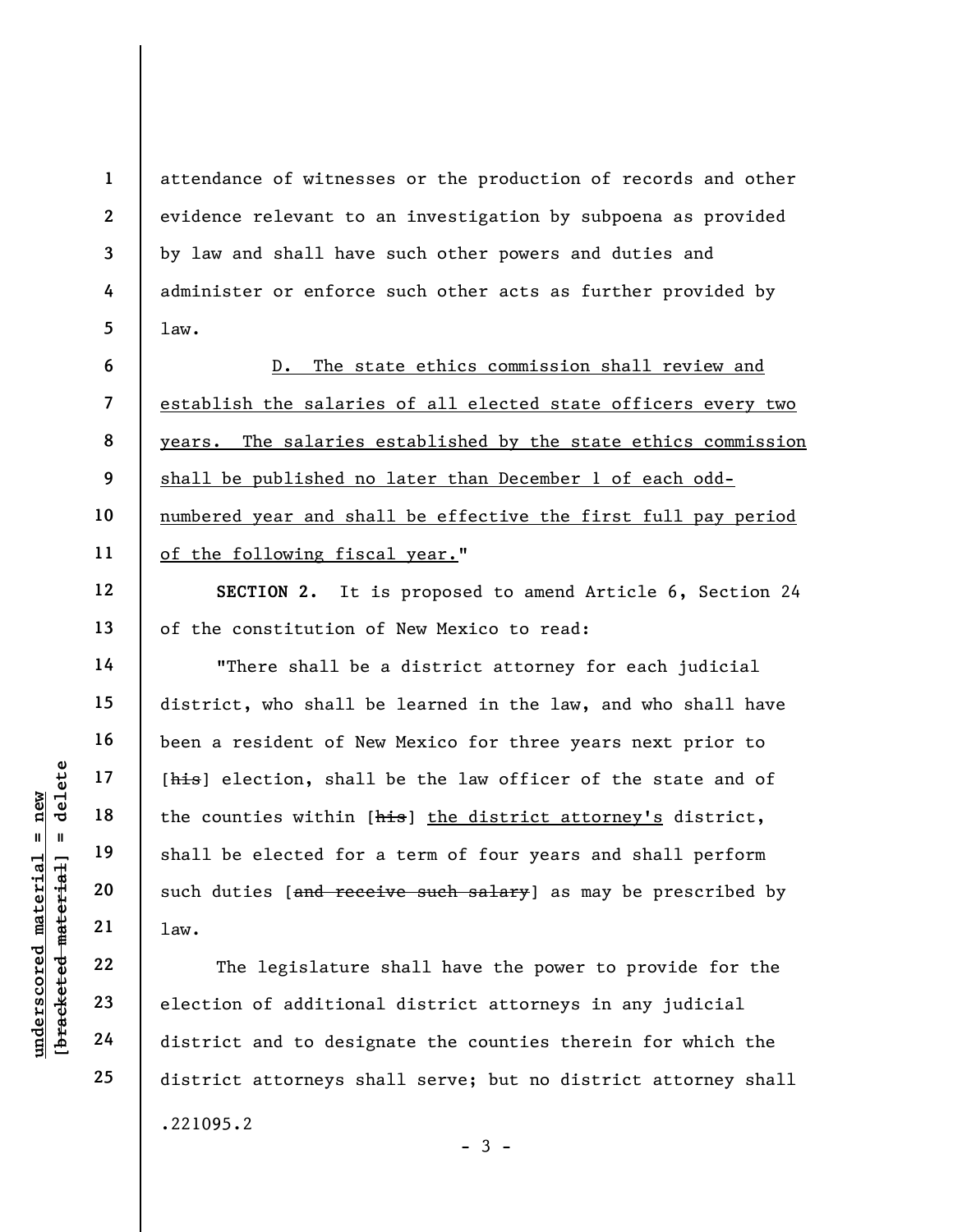attendance of witnesses or the production of records and other evidence relevant to an investigation by subpoena as provided by law and shall have such other powers and duties and administer or enforce such other acts as further provided by law.

<u>D. The state ethics commission shall review and establish the salaries of all elected state officers every two years. The salaries established by the state ethics commission shall be published no later than December 1 of each odd-numbered year and shall be effective the first full pay period of the following fiscal year.</u>"

**SECTION 2.** It is proposed to amend Article 6, Section 24 of the constitution of New Mexico to read:

"There shall be a district attorney for each judicial district, who shall be learned in the law, and who shall have been a resident of New Mexico for three years next prior to [~~his~~] election, shall be the law officer of the state and of the counties within [~~his~~] <u>the district attorney's</u> district, shall be elected for a term of four years and shall perform such duties [~~and receive such salary~~] as may be prescribed by law.

The legislature shall have the power to provide for the election of additional district attorneys in any judicial district and to designate the counties therein for which the district attorneys shall serve; but no district attorney shall

.221095.2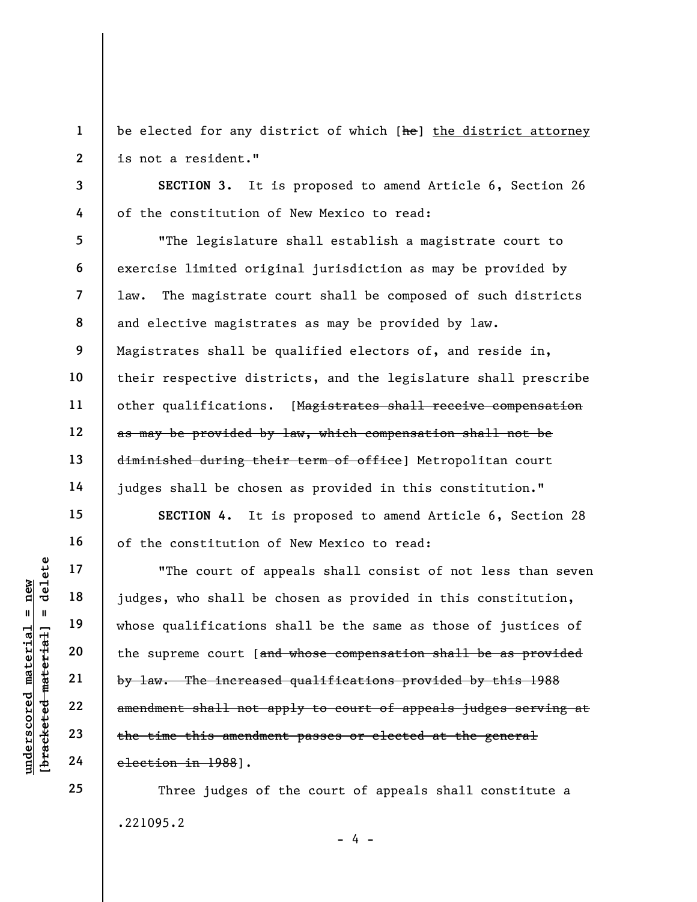be elected for any district of which [~~he~~] <u>the district attorney</u> is not a resident."

**SECTION 3.** It is proposed to amend Article 6, Section 26 of the constitution of New Mexico to read:

"The legislature shall establish a magistrate court to exercise limited original jurisdiction as may be provided by law. The magistrate court shall be composed of such districts and elective magistrates as may be provided by law. Magistrates shall be qualified electors of, and reside in, their respective districts, and the legislature shall prescribe other qualifications. [~~Magistrates shall receive compensation as may be provided by law, which compensation shall not be diminished during their term of office~~] Metropolitan court judges shall be chosen as provided in this constitution."

**SECTION 4.** It is proposed to amend Article 6, Section 28 of the constitution of New Mexico to read:

"The court of appeals shall consist of not less than seven judges, who shall be chosen as provided in this constitution, whose qualifications shall be the same as those of justices of the supreme court [~~and whose compensation shall be as provided by law. The increased qualifications provided by this 1988 amendment shall not apply to court of appeals judges serving at the time this amendment passes or elected at the general election in 1988~~].

Three judges of the court of appeals shall constitute a

.221095.2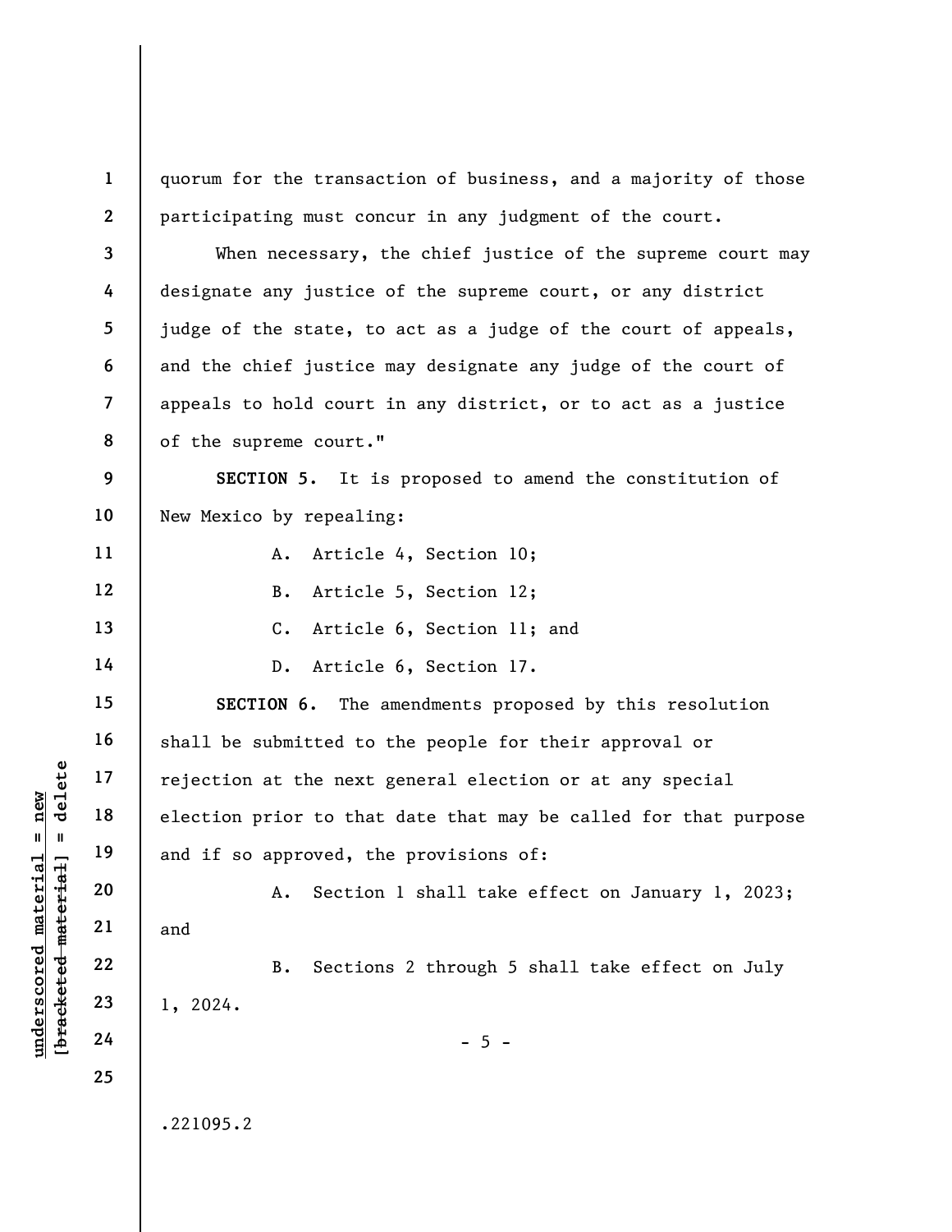quorum for the transaction of business, and a majority of those participating must concur in any judgment of the court.

When necessary, the chief justice of the supreme court may designate any justice of the supreme court, or any district judge of the state, to act as a judge of the court of appeals, and the chief justice may designate any judge of the court of appeals to hold court in any district, or to act as a justice of the supreme court."

**SECTION 5.** It is proposed to amend the constitution of New Mexico by repealing:

A. Article 4, Section 10;

B. Article 5, Section 12;

C. Article 6, Section 11; and

D. Article 6, Section 17.

**SECTION 6.** The amendments proposed by this resolution shall be submitted to the people for their approval or rejection at the next general election or at any special election prior to that date that may be called for that purpose and if so approved, the provisions of:

A. Section 1 shall take effect on January 1, 2023; and

B. Sections 2 through 5 shall take effect on July 1, 2024.

.221095.2